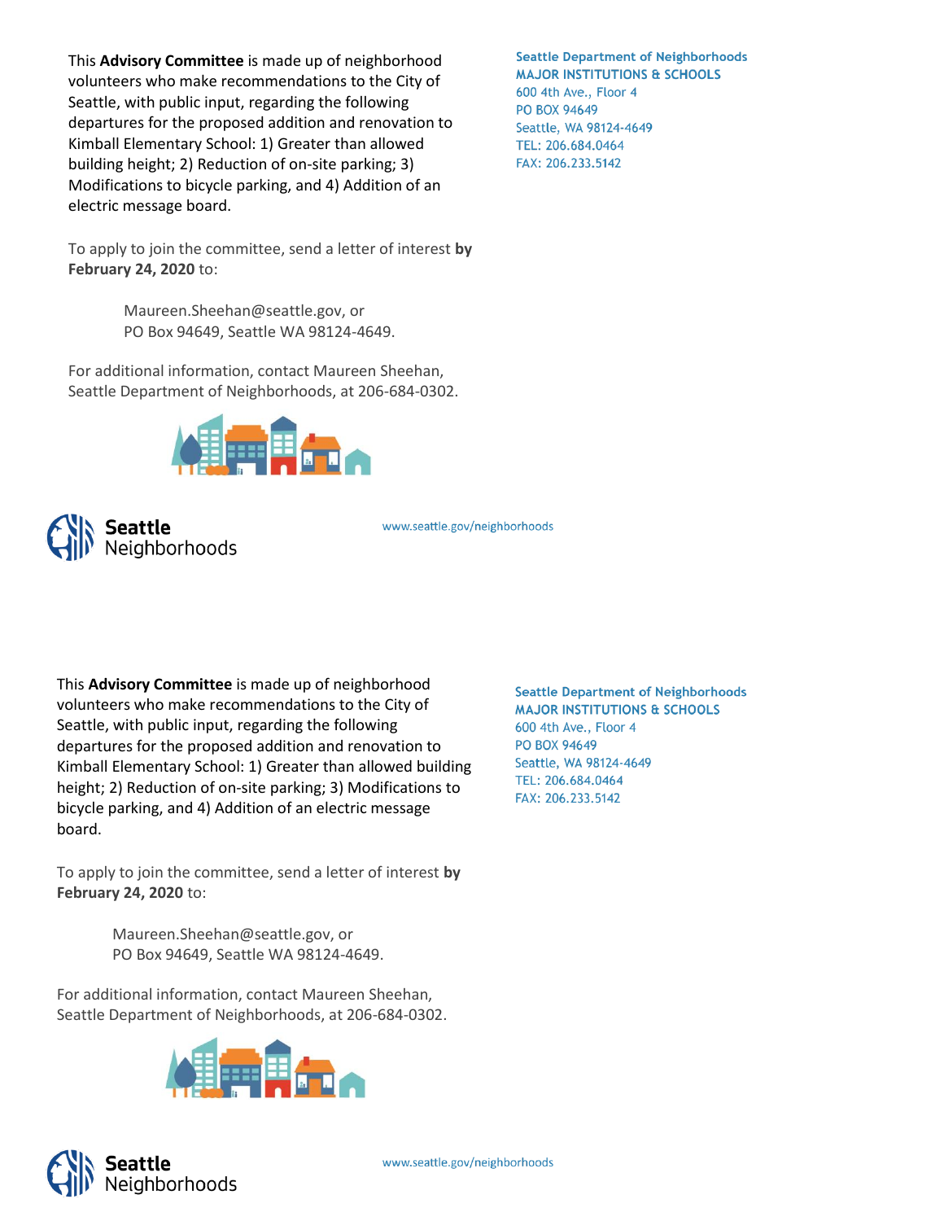This **Advisory Committee** is made up of neighborhood volunteers who make recommendations to the City of Seattle, with public input, regarding the following departures for the proposed addition and renovation to Kimball Elementary School: 1) Greater than allowed building height; 2) Reduction of on-site parking; 3) Modifications to bicycle parking, and 4) Addition of an electric message board.

To apply to join the committee, send a letter of interest **by February 24, 2020** to:

Maureen.Sheehan@seattle.gov, or
PO Box 94649, Seattle WA 98124-4649.

For additional information, contact Maureen Sheehan, Seattle Department of Neighborhoods, at 206-684-0302.

**Seattle Department of Neighborhoods**
**MAJOR INSTITUTIONS & SCHOOLS**
600 4th Ave., Floor 4
PO BOX 94649
Seattle, WA 98124-4649
TEL: 206.684.0464
FAX: 206.233.5142

Seattle Neighborhoods

www.seattle.gov/neighborhoods

This **Advisory Committee** is made up of neighborhood volunteers who make recommendations to the City of Seattle, with public input, regarding the following departures for the proposed addition and renovation to Kimball Elementary School: 1) Greater than allowed building height; 2) Reduction of on-site parking; 3) Modifications to bicycle parking, and 4) Addition of an electric message board.

To apply to join the committee, send a letter of interest **by February 24, 2020** to:

Maureen.Sheehan@seattle.gov, or
PO Box 94649, Seattle WA 98124-4649.

For additional information, contact Maureen Sheehan, Seattle Department of Neighborhoods, at 206-684-0302.

**Seattle Department of Neighborhoods**
**MAJOR INSTITUTIONS & SCHOOLS**
600 4th Ave., Floor 4
PO BOX 94649
Seattle, WA 98124-4649
TEL: 206.684.0464
FAX: 206.233.5142

Seattle Neighborhoods

www.seattle.gov/neighborhoods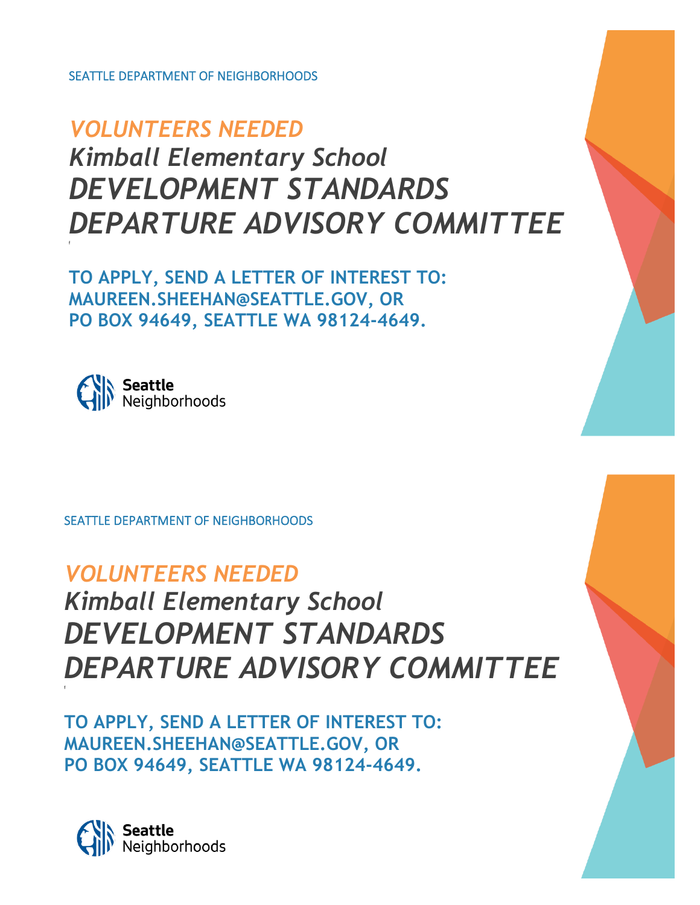SEATTLE DEPARTMENT OF NEIGHBORHOODS

# *VOLUNTEERS NEEDED*

## *Kimball Elementary School*

# *DEVELOPMENT STANDARDS DEPARTURE ADVISORY COMMITTEE*

**TO APPLY, SEND A LETTER OF INTEREST TO:**
**MAUREEN.SHEEHAN@SEATTLE.GOV, OR**
**PO BOX 94649, SEATTLE WA 98124-4649.**

Seattle Neighborhoods

SEATTLE DEPARTMENT OF NEIGHBORHOODS

# *VOLUNTEERS NEEDED*

## *Kimball Elementary School*

# *DEVELOPMENT STANDARDS DEPARTURE ADVISORY COMMITTEE*

**TO APPLY, SEND A LETTER OF INTEREST TO:**
**MAUREEN.SHEEHAN@SEATTLE.GOV, OR**
**PO BOX 94649, SEATTLE WA 98124-4649.**

Seattle Neighborhoods